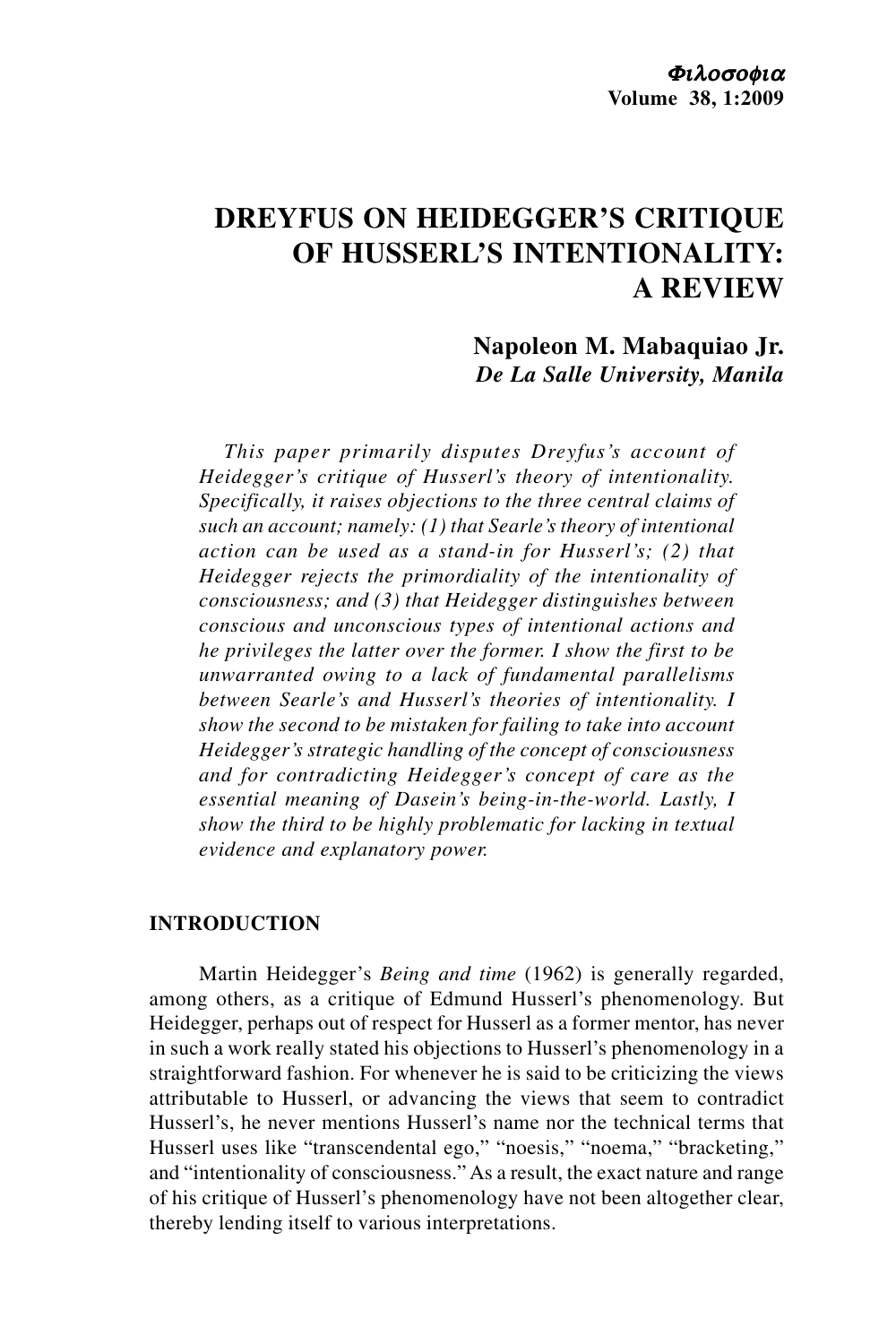# DREYFUS ON HEIDEGGER'S CRITIQUE OF HUSSERL'S INTENTIONALITY: A REVIEW

**Napoleon M. Mabaquiao Jr.**
*De La Salle University, Manila*

*This paper primarily disputes Dreyfus's account of Heidegger's critique of Husserl's theory of intentionality. Specifically, it raises objections to the three central claims of such an account; namely: (1) that Searle's theory of intentional action can be used as a stand-in for Husserl's; (2) that Heidegger rejects the primordiality of the intentionality of consciousness; and (3) that Heidegger distinguishes between conscious and unconscious types of intentional actions and he privileges the latter over the former. I show the first to be unwarranted owing to a lack of fundamental parallelisms between Searle's and Husserl's theories of intentionality. I show the second to be mistaken for failing to take into account Heidegger's strategic handling of the concept of consciousness and for contradicting Heidegger's concept of care as the essential meaning of Dasein's being-in-the-world. Lastly, I show the third to be highly problematic for lacking in textual evidence and explanatory power.*

## INTRODUCTION

Martin Heidegger's *Being and time* (1962) is generally regarded, among others, as a critique of Edmund Husserl's phenomenology. But Heidegger, perhaps out of respect for Husserl as a former mentor, has never in such a work really stated his objections to Husserl's phenomenology in a straightforward fashion. For whenever he is said to be criticizing the views attributable to Husserl, or advancing the views that seem to contradict Husserl's, he never mentions Husserl's name nor the technical terms that Husserl uses like "transcendental ego," "noesis," "noema," "bracketing," and "intentionality of consciousness." As a result, the exact nature and range of his critique of Husserl's phenomenology have not been altogether clear, thereby lending itself to various interpretations.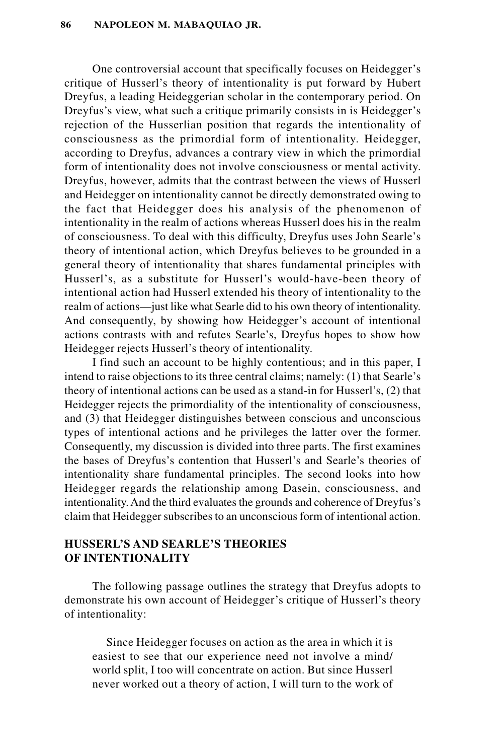One controversial account that specifically focuses on Heidegger's critique of Husserl's theory of intentionality is put forward by Hubert Dreyfus, a leading Heideggerian scholar in the contemporary period. On Dreyfus's view, what such a critique primarily consists in is Heidegger's rejection of the Husserlian position that regards the intentionality of consciousness as the primordial form of intentionality. Heidegger, according to Dreyfus, advances a contrary view in which the primordial form of intentionality does not involve consciousness or mental activity. Dreyfus, however, admits that the contrast between the views of Husserl and Heidegger on intentionality cannot be directly demonstrated owing to the fact that Heidegger does his analysis of the phenomenon of intentionality in the realm of actions whereas Husserl does his in the realm of consciousness. To deal with this difficulty, Dreyfus uses John Searle's theory of intentional action, which Dreyfus believes to be grounded in a general theory of intentionality that shares fundamental principles with Husserl's, as a substitute for Husserl's would-have-been theory of intentional action had Husserl extended his theory of intentionality to the realm of actions—just like what Searle did to his own theory of intentionality. And consequently, by showing how Heidegger's account of intentional actions contrasts with and refutes Searle's, Dreyfus hopes to show how Heidegger rejects Husserl's theory of intentionality.

I find such an account to be highly contentious; and in this paper, I intend to raise objections to its three central claims; namely: (1) that Searle's theory of intentional actions can be used as a stand-in for Husserl's, (2) that Heidegger rejects the primordiality of the intentionality of consciousness, and (3) that Heidegger distinguishes between conscious and unconscious types of intentional actions and he privileges the latter over the former. Consequently, my discussion is divided into three parts. The first examines the bases of Dreyfus's contention that Husserl's and Searle's theories of intentionality share fundamental principles. The second looks into how Heidegger regards the relationship among Dasein, consciousness, and intentionality. And the third evaluates the grounds and coherence of Dreyfus's claim that Heidegger subscribes to an unconscious form of intentional action.

## HUSSERL'S AND SEARLE'S THEORIES OF INTENTIONALITY

The following passage outlines the strategy that Dreyfus adopts to demonstrate his own account of Heidegger's critique of Husserl's theory of intentionality:

> Since Heidegger focuses on action as the area in which it is easiest to see that our experience need not involve a mind/world split, I too will concentrate on action. But since Husserl never worked out a theory of action, I will turn to the work of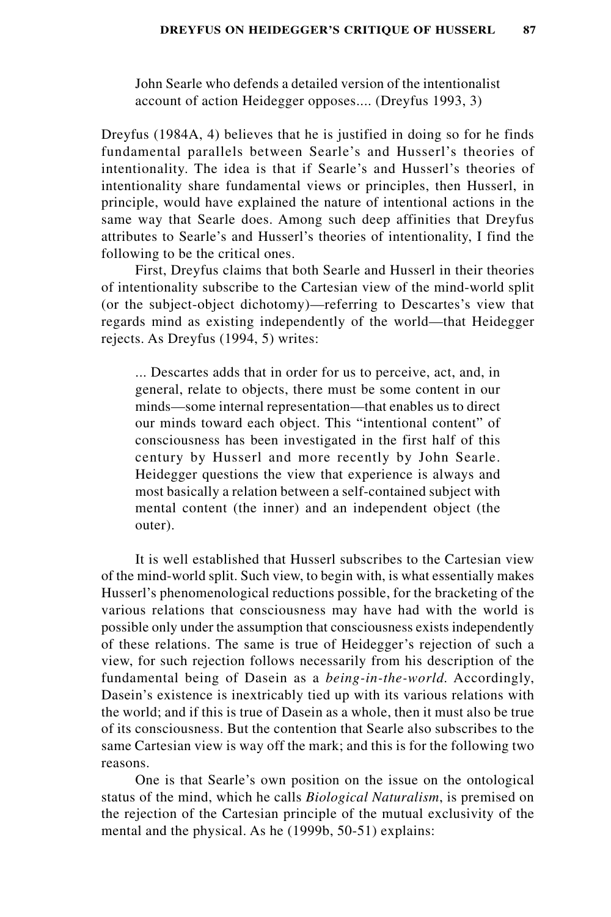> John Searle who defends a detailed version of the intentionalist account of action Heidegger opposes.... (Dreyfus 1993, 3)

Dreyfus (1984A, 4) believes that he is justified in doing so for he finds fundamental parallels between Searle's and Husserl's theories of intentionality. The idea is that if Searle's and Husserl's theories of intentionality share fundamental views or principles, then Husserl, in principle, would have explained the nature of intentional actions in the same way that Searle does. Among such deep affinities that Dreyfus attributes to Searle's and Husserl's theories of intentionality, I find the following to be the critical ones.

First, Dreyfus claims that both Searle and Husserl in their theories of intentionality subscribe to the Cartesian view of the mind-world split (or the subject-object dichotomy)—referring to Descartes's view that regards mind as existing independently of the world—that Heidegger rejects. As Dreyfus (1994, 5) writes:

> ... Descartes adds that in order for us to perceive, act, and, in general, relate to objects, there must be some content in our minds—some internal representation—that enables us to direct our minds toward each object. This "intentional content" of consciousness has been investigated in the first half of this century by Husserl and more recently by John Searle. Heidegger questions the view that experience is always and most basically a relation between a self-contained subject with mental content (the inner) and an independent object (the outer).

It is well established that Husserl subscribes to the Cartesian view of the mind-world split. Such view, to begin with, is what essentially makes Husserl's phenomenological reductions possible, for the bracketing of the various relations that consciousness may have had with the world is possible only under the assumption that consciousness exists independently of these relations. The same is true of Heidegger's rejection of such a view, for such rejection follows necessarily from his description of the fundamental being of Dasein as a *being-in-the-world*. Accordingly, Dasein's existence is inextricably tied up with its various relations with the world; and if this is true of Dasein as a whole, then it must also be true of its consciousness. But the contention that Searle also subscribes to the same Cartesian view is way off the mark; and this is for the following two reasons.

One is that Searle's own position on the issue on the ontological status of the mind, which he calls *Biological Naturalism*, is premised on the rejection of the Cartesian principle of the mutual exclusivity of the mental and the physical. As he (1999b, 50-51) explains: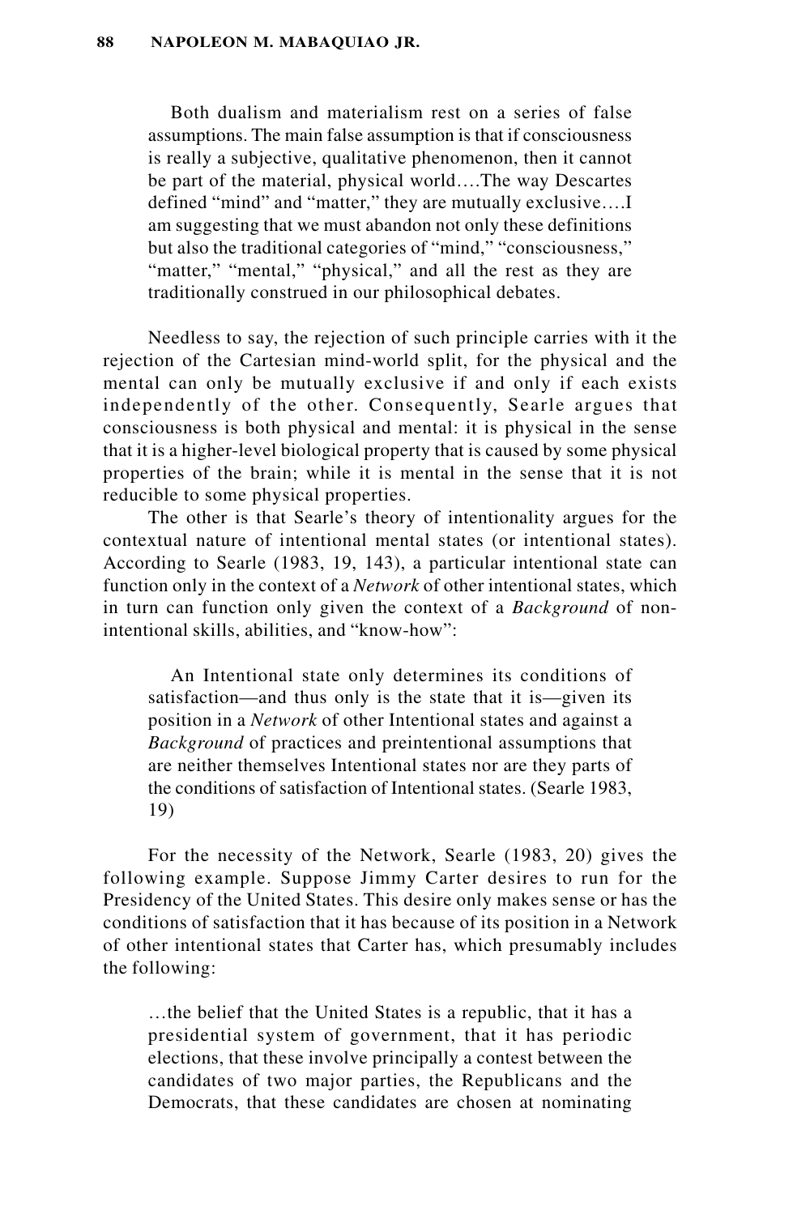> Both dualism and materialism rest on a series of false assumptions. The main false assumption is that if consciousness is really a subjective, qualitative phenomenon, then it cannot be part of the material, physical world….The way Descartes defined "mind" and "matter," they are mutually exclusive….I am suggesting that we must abandon not only these definitions but also the traditional categories of "mind," "consciousness," "matter," "mental," "physical," and all the rest as they are traditionally construed in our philosophical debates.

Needless to say, the rejection of such principle carries with it the rejection of the Cartesian mind-world split, for the physical and the mental can only be mutually exclusive if and only if each exists independently of the other. Consequently, Searle argues that consciousness is both physical and mental: it is physical in the sense that it is a higher-level biological property that is caused by some physical properties of the brain; while it is mental in the sense that it is not reducible to some physical properties.

The other is that Searle's theory of intentionality argues for the contextual nature of intentional mental states (or intentional states). According to Searle (1983, 19, 143), a particular intentional state can function only in the context of a *Network* of other intentional states, which in turn can function only given the context of a *Background* of non-intentional skills, abilities, and "know-how":

> An Intentional state only determines its conditions of satisfaction—and thus only is the state that it is—given its position in a *Network* of other Intentional states and against a *Background* of practices and preintentional assumptions that are neither themselves Intentional states nor are they parts of the conditions of satisfaction of Intentional states. (Searle 1983, 19)

For the necessity of the Network, Searle (1983, 20) gives the following example. Suppose Jimmy Carter desires to run for the Presidency of the United States. This desire only makes sense or has the conditions of satisfaction that it has because of its position in a Network of other intentional states that Carter has, which presumably includes the following:

> …the belief that the United States is a republic, that it has a presidential system of government, that it has periodic elections, that these involve principally a contest between the candidates of two major parties, the Republicans and the Democrats, that these candidates are chosen at nominating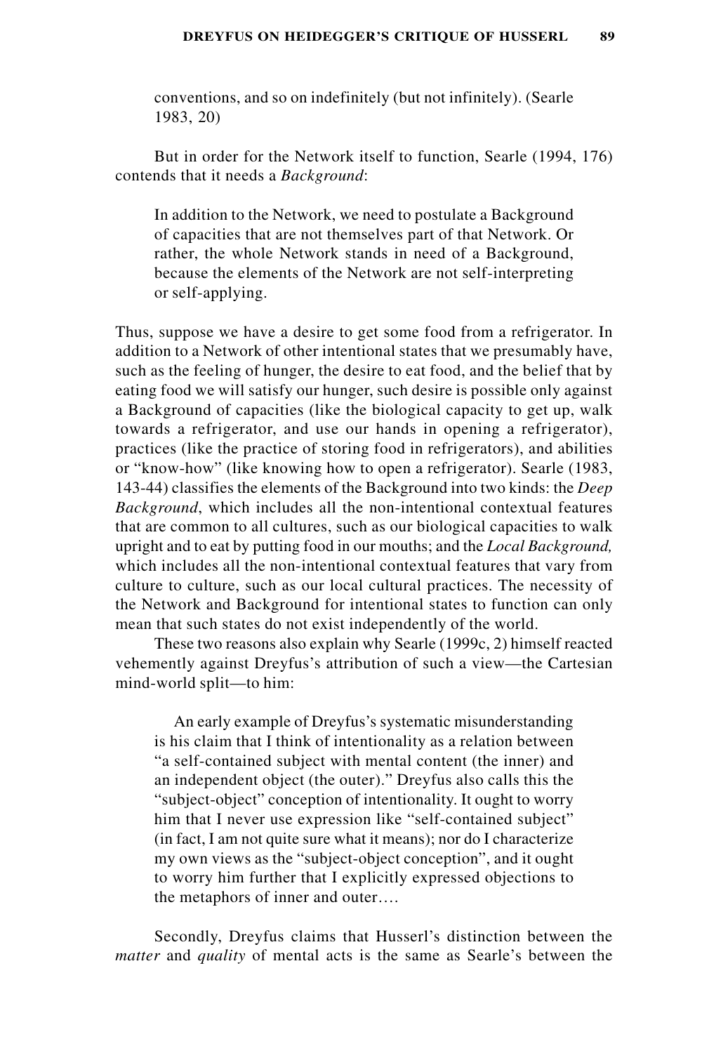> conventions, and so on indefinitely (but not infinitely). (Searle 1983, 20)

But in order for the Network itself to function, Searle (1994, 176) contends that it needs a *Background*:

> In addition to the Network, we need to postulate a Background of capacities that are not themselves part of that Network. Or rather, the whole Network stands in need of a Background, because the elements of the Network are not self-interpreting or self-applying.

Thus, suppose we have a desire to get some food from a refrigerator. In addition to a Network of other intentional states that we presumably have, such as the feeling of hunger, the desire to eat food, and the belief that by eating food we will satisfy our hunger, such desire is possible only against a Background of capacities (like the biological capacity to get up, walk towards a refrigerator, and use our hands in opening a refrigerator), practices (like the practice of storing food in refrigerators), and abilities or "know-how" (like knowing how to open a refrigerator). Searle (1983, 143-44) classifies the elements of the Background into two kinds: the *Deep Background*, which includes all the non-intentional contextual features that are common to all cultures, such as our biological capacities to walk upright and to eat by putting food in our mouths; and the *Local Background,* which includes all the non-intentional contextual features that vary from culture to culture, such as our local cultural practices. The necessity of the Network and Background for intentional states to function can only mean that such states do not exist independently of the world.

These two reasons also explain why Searle (1999c, 2) himself reacted vehemently against Dreyfus's attribution of such a view—the Cartesian mind-world split—to him:

> An early example of Dreyfus's systematic misunderstanding is his claim that I think of intentionality as a relation between "a self-contained subject with mental content (the inner) and an independent object (the outer)." Dreyfus also calls this the "subject-object" conception of intentionality. It ought to worry him that I never use expression like "self-contained subject" (in fact, I am not quite sure what it means); nor do I characterize my own views as the "subject-object conception", and it ought to worry him further that I explicitly expressed objections to the metaphors of inner and outer….

Secondly, Dreyfus claims that Husserl's distinction between the *matter* and *quality* of mental acts is the same as Searle's between the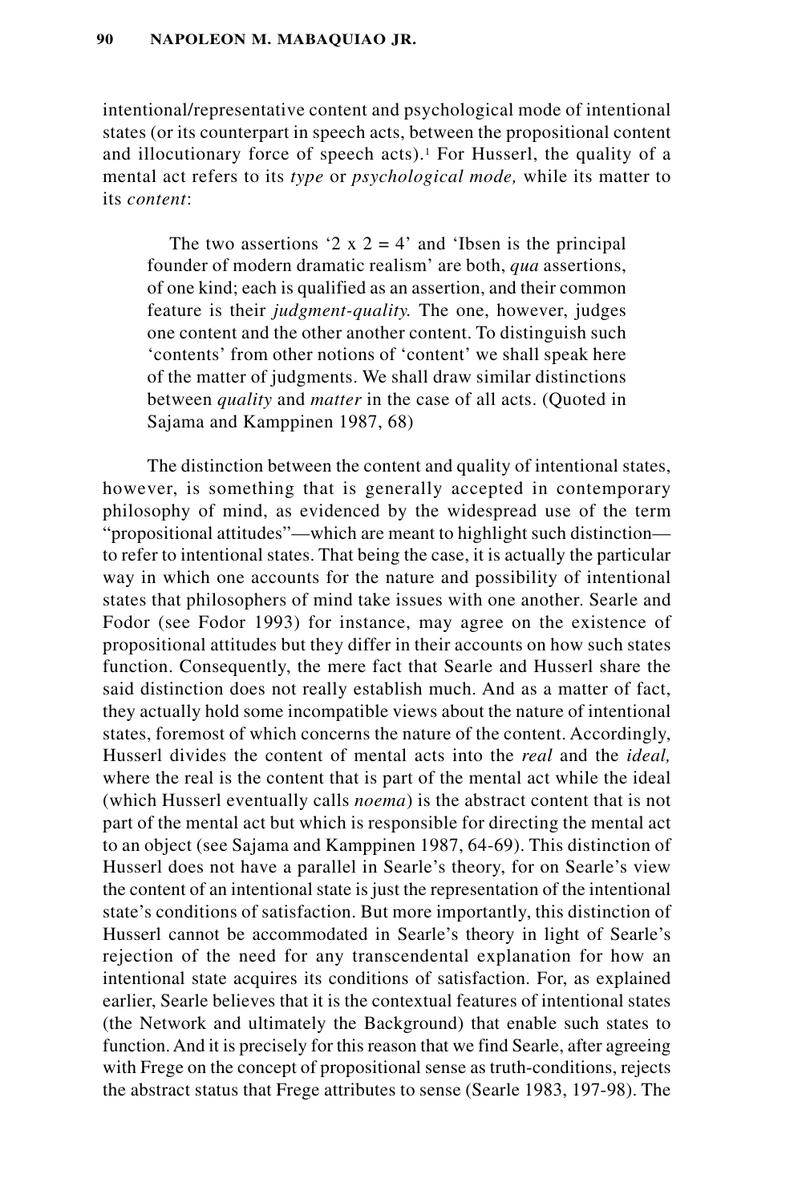intentional/representative content and psychological mode of intentional states (or its counterpart in speech acts, between the propositional content and illocutionary force of speech acts).[1] For Husserl, the quality of a mental act refers to its *type* or *psychological mode,* while its matter to its *content*:

> The two assertions '2 x 2 = 4' and 'Ibsen is the principal founder of modern dramatic realism' are both, *qua* assertions, of one kind; each is qualified as an assertion, and their common feature is their *judgment-quality.* The one, however, judges one content and the other another content. To distinguish such 'contents' from other notions of 'content' we shall speak here of the matter of judgments. We shall draw similar distinctions between *quality* and *matter* in the case of all acts. (Quoted in Sajama and Kamppinen 1987, 68)

The distinction between the content and quality of intentional states, however, is something that is generally accepted in contemporary philosophy of mind, as evidenced by the widespread use of the term "propositional attitudes"—which are meant to highlight such distinction—to refer to intentional states. That being the case, it is actually the particular way in which one accounts for the nature and possibility of intentional states that philosophers of mind take issues with one another. Searle and Fodor (see Fodor 1993) for instance, may agree on the existence of propositional attitudes but they differ in their accounts on how such states function. Consequently, the mere fact that Searle and Husserl share the said distinction does not really establish much. And as a matter of fact, they actually hold some incompatible views about the nature of intentional states, foremost of which concerns the nature of the content. Accordingly, Husserl divides the content of mental acts into the *real* and the *ideal,* where the real is the content that is part of the mental act while the ideal (which Husserl eventually calls *noema*) is the abstract content that is not part of the mental act but which is responsible for directing the mental act to an object (see Sajama and Kamppinen 1987, 64-69). This distinction of Husserl does not have a parallel in Searle's theory, for on Searle's view the content of an intentional state is just the representation of the intentional state's conditions of satisfaction. But more importantly, this distinction of Husserl cannot be accommodated in Searle's theory in light of Searle's rejection of the need for any transcendental explanation for how an intentional state acquires its conditions of satisfaction. For, as explained earlier, Searle believes that it is the contextual features of intentional states (the Network and ultimately the Background) that enable such states to function. And it is precisely for this reason that we find Searle, after agreeing with Frege on the concept of propositional sense as truth-conditions, rejects the abstract status that Frege attributes to sense (Searle 1983, 197-98). The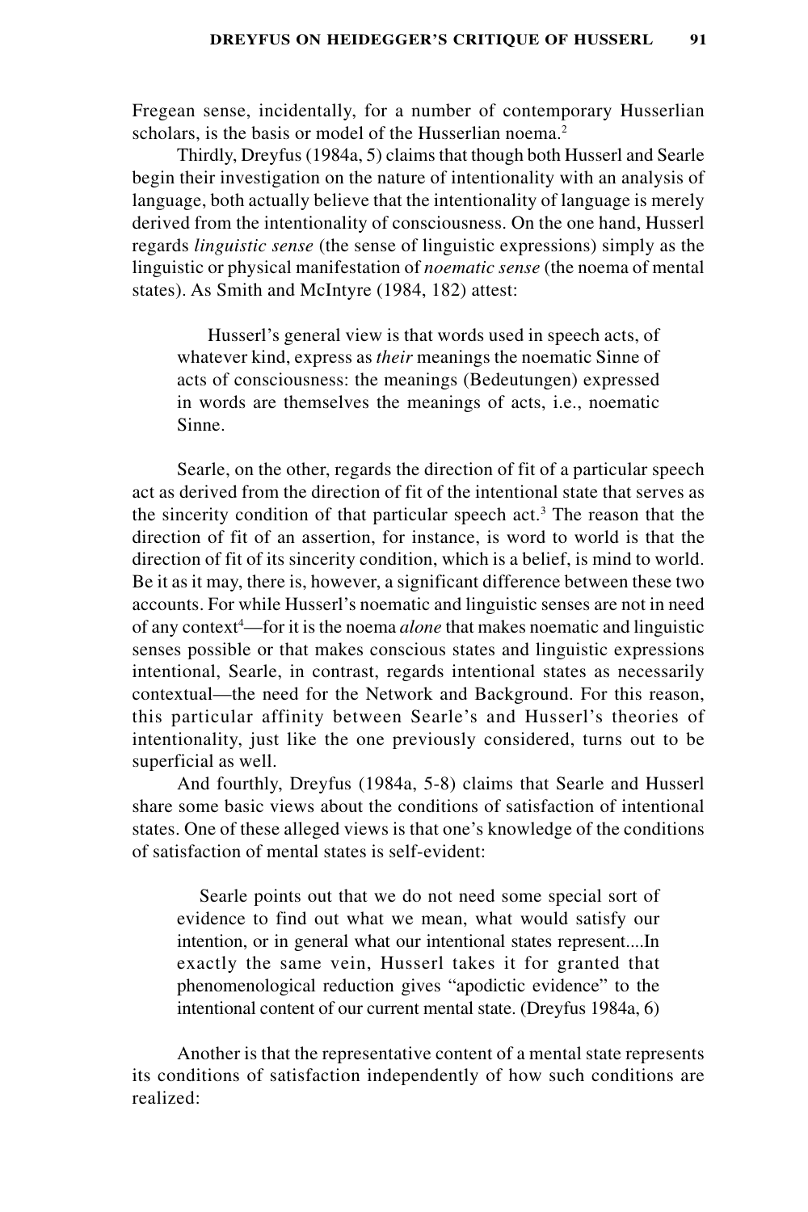Fregean sense, incidentally, for a number of contemporary Husserlian scholars, is the basis or model of the Husserlian noema.[2]

Thirdly, Dreyfus (1984a, 5) claims that though both Husserl and Searle begin their investigation on the nature of intentionality with an analysis of language, both actually believe that the intentionality of language is merely derived from the intentionality of consciousness. On the one hand, Husserl regards *linguistic sense* (the sense of linguistic expressions) simply as the linguistic or physical manifestation of *noematic sense* (the noema of mental states). As Smith and McIntyre (1984, 182) attest:

> Husserl's general view is that words used in speech acts, of whatever kind, express as *their* meanings the noematic Sinne of acts of consciousness: the meanings (Bedeutungen) expressed in words are themselves the meanings of acts, i.e., noematic Sinne.

Searle, on the other, regards the direction of fit of a particular speech act as derived from the direction of fit of the intentional state that serves as the sincerity condition of that particular speech act.[3] The reason that the direction of fit of an assertion, for instance, is word to world is that the direction of fit of its sincerity condition, which is a belief, is mind to world. Be it as it may, there is, however, a significant difference between these two accounts. For while Husserl's noematic and linguistic senses are not in need of any context[4]—for it is the noema *alone* that makes noematic and linguistic senses possible or that makes conscious states and linguistic expressions intentional, Searle, in contrast, regards intentional states as necessarily contextual—the need for the Network and Background. For this reason, this particular affinity between Searle's and Husserl's theories of intentionality, just like the one previously considered, turns out to be superficial as well.

And fourthly, Dreyfus (1984a, 5-8) claims that Searle and Husserl share some basic views about the conditions of satisfaction of intentional states. One of these alleged views is that one's knowledge of the conditions of satisfaction of mental states is self-evident:

> Searle points out that we do not need some special sort of evidence to find out what we mean, what would satisfy our intention, or in general what our intentional states represent....In exactly the same vein, Husserl takes it for granted that phenomenological reduction gives "apodictic evidence" to the intentional content of our current mental state. (Dreyfus 1984a, 6)

Another is that the representative content of a mental state represents its conditions of satisfaction independently of how such conditions are realized: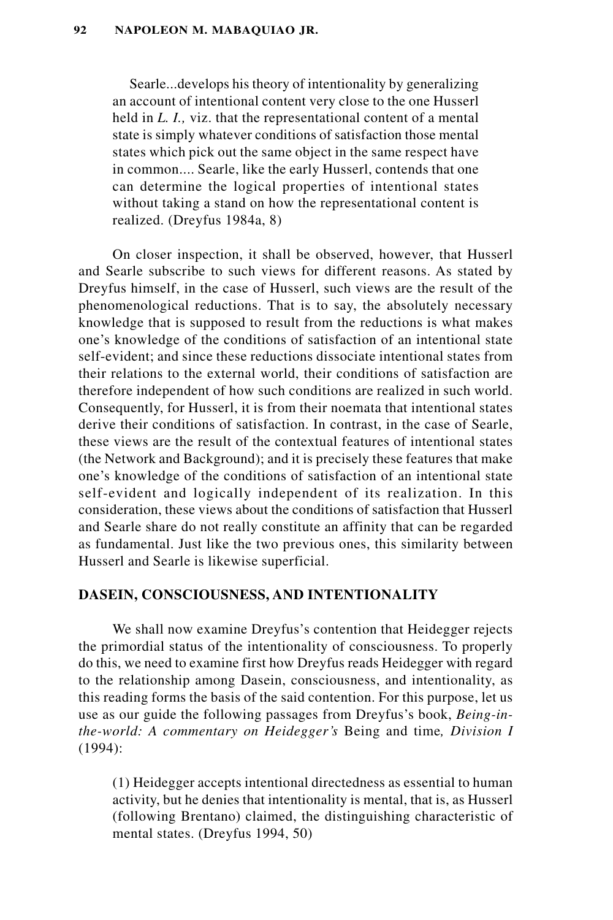> Searle...develops his theory of intentionality by generalizing an account of intentional content very close to the one Husserl held in *L. I.,* viz. that the representational content of a mental state is simply whatever conditions of satisfaction those mental states which pick out the same object in the same respect have in common.... Searle, like the early Husserl, contends that one can determine the logical properties of intentional states without taking a stand on how the representational content is realized. (Dreyfus 1984a, 8)

On closer inspection, it shall be observed, however, that Husserl and Searle subscribe to such views for different reasons. As stated by Dreyfus himself, in the case of Husserl, such views are the result of the phenomenological reductions. That is to say, the absolutely necessary knowledge that is supposed to result from the reductions is what makes one's knowledge of the conditions of satisfaction of an intentional state self-evident; and since these reductions dissociate intentional states from their relations to the external world, their conditions of satisfaction are therefore independent of how such conditions are realized in such world. Consequently, for Husserl, it is from their noemata that intentional states derive their conditions of satisfaction. In contrast, in the case of Searle, these views are the result of the contextual features of intentional states (the Network and Background); and it is precisely these features that make one's knowledge of the conditions of satisfaction of an intentional state self-evident and logically independent of its realization. In this consideration, these views about the conditions of satisfaction that Husserl and Searle share do not really constitute an affinity that can be regarded as fundamental. Just like the two previous ones, this similarity between Husserl and Searle is likewise superficial.

## DASEIN, CONSCIOUSNESS, AND INTENTIONALITY

We shall now examine Dreyfus's contention that Heidegger rejects the primordial status of the intentionality of consciousness. To properly do this, we need to examine first how Dreyfus reads Heidegger with regard to the relationship among Dasein, consciousness, and intentionality, as this reading forms the basis of the said contention. For this purpose, let us use as our guide the following passages from Dreyfus's book, *Being-in-the-world: A commentary on Heidegger's* Being and time*, Division I* (1994):

> (1) Heidegger accepts intentional directedness as essential to human activity, but he denies that intentionality is mental, that is, as Husserl (following Brentano) claimed, the distinguishing characteristic of mental states. (Dreyfus 1994, 50)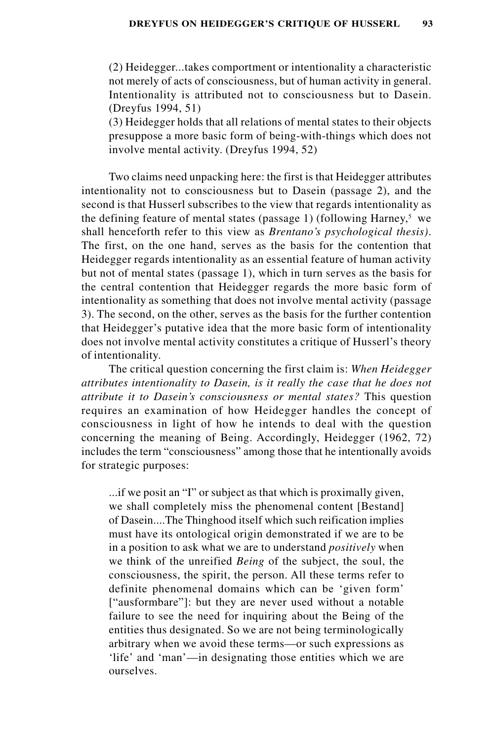(2) Heidegger...takes comportment or intentionality a characteristic not merely of acts of consciousness, but of human activity in general. Intentionality is attributed not to consciousness but to Dasein. (Dreyfus 1994, 51)

(3) Heidegger holds that all relations of mental states to their objects presuppose a more basic form of being-with-things which does not involve mental activity. (Dreyfus 1994, 52)

Two claims need unpacking here: the first is that Heidegger attributes intentionality not to consciousness but to Dasein (passage 2), and the second is that Husserl subscribes to the view that regards intentionality as the defining feature of mental states (passage 1) (following Harney,[5] we shall henceforth refer to this view as *Brentano's psychological thesis)*. The first, on the one hand, serves as the basis for the contention that Heidegger regards intentionality as an essential feature of human activity but not of mental states (passage 1), which in turn serves as the basis for the central contention that Heidegger regards the more basic form of intentionality as something that does not involve mental activity (passage 3). The second, on the other, serves as the basis for the further contention that Heidegger's putative idea that the more basic form of intentionality does not involve mental activity constitutes a critique of Husserl's theory of intentionality.

The critical question concerning the first claim is: *When Heidegger attributes intentionality to Dasein, is it really the case that he does not attribute it to Dasein's consciousness or mental states?* This question requires an examination of how Heidegger handles the concept of consciousness in light of how he intends to deal with the question concerning the meaning of Being. Accordingly, Heidegger (1962, 72) includes the term "consciousness" among those that he intentionally avoids for strategic purposes:

> ...if we posit an "I" or subject as that which is proximally given, we shall completely miss the phenomenal content [Bestand] of Dasein....The Thinghood itself which such reification implies must have its ontological origin demonstrated if we are to be in a position to ask what we are to understand *positively* when we think of the unreified *Being* of the subject, the soul, the consciousness, the spirit, the person. All these terms refer to definite phenomenal domains which can be 'given form' ["ausformbare"]: but they are never used without a notable failure to see the need for inquiring about the Being of the entities thus designated. So we are not being terminologically arbitrary when we avoid these terms—or such expressions as 'life' and 'man'—in designating those entities which we are ourselves.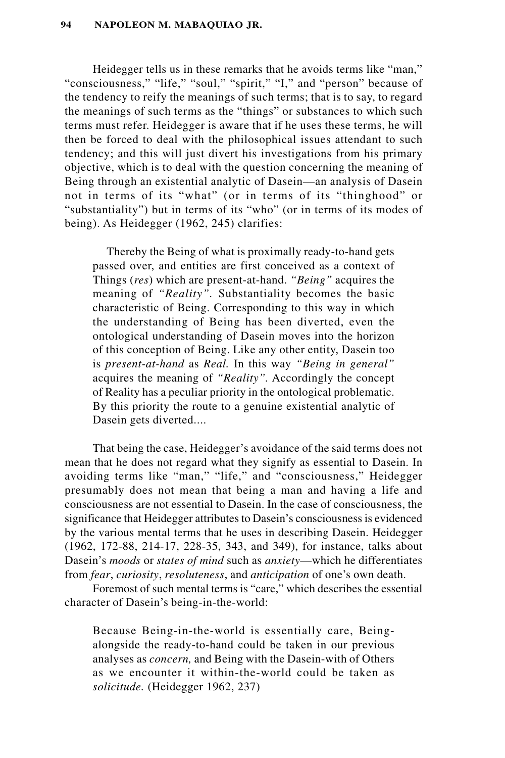Heidegger tells us in these remarks that he avoids terms like "man," "consciousness," "life," "soul," "spirit," "I," and "person" because of the tendency to reify the meanings of such terms; that is to say, to regard the meanings of such terms as the "things" or substances to which such terms must refer. Heidegger is aware that if he uses these terms, he will then be forced to deal with the philosophical issues attendant to such tendency; and this will just divert his investigations from his primary objective, which is to deal with the question concerning the meaning of Being through an existential analytic of Dasein—an analysis of Dasein not in terms of its "what" (or in terms of its "thinghood" or "substantiality") but in terms of its "who" (or in terms of its modes of being). As Heidegger (1962, 245) clarifies:

> Thereby the Being of what is proximally ready-to-hand gets passed over, and entities are first conceived as a context of Things (*res*) which are present-at-hand. *"Being"* acquires the meaning of *"Reality"*. Substantiality becomes the basic characteristic of Being. Corresponding to this way in which the understanding of Being has been diverted, even the ontological understanding of Dasein moves into the horizon of this conception of Being. Like any other entity, Dasein too is *present-at-hand* as *Real.* In this way *"Being in general"* acquires the meaning of *"Reality"*. Accordingly the concept of Reality has a peculiar priority in the ontological problematic. By this priority the route to a genuine existential analytic of Dasein gets diverted....

That being the case, Heidegger's avoidance of the said terms does not mean that he does not regard what they signify as essential to Dasein. In avoiding terms like "man," "life," and "consciousness," Heidegger presumably does not mean that being a man and having a life and consciousness are not essential to Dasein. In the case of consciousness, the significance that Heidegger attributes to Dasein's consciousness is evidenced by the various mental terms that he uses in describing Dasein. Heidegger (1962, 172-88, 214-17, 228-35, 343, and 349), for instance, talks about Dasein's *moods* or *states of mind* such as *anxiety*—which he differentiates from *fear*, *curiosity*, *resoluteness*, and *anticipation* of one's own death.

Foremost of such mental terms is "care," which describes the essential character of Dasein's being-in-the-world:

> Because Being-in-the-world is essentially care, Being-alongside the ready-to-hand could be taken in our previous analyses as *concern,* and Being with the Dasein-with of Others as we encounter it within-the-world could be taken as *solicitude.* (Heidegger 1962, 237)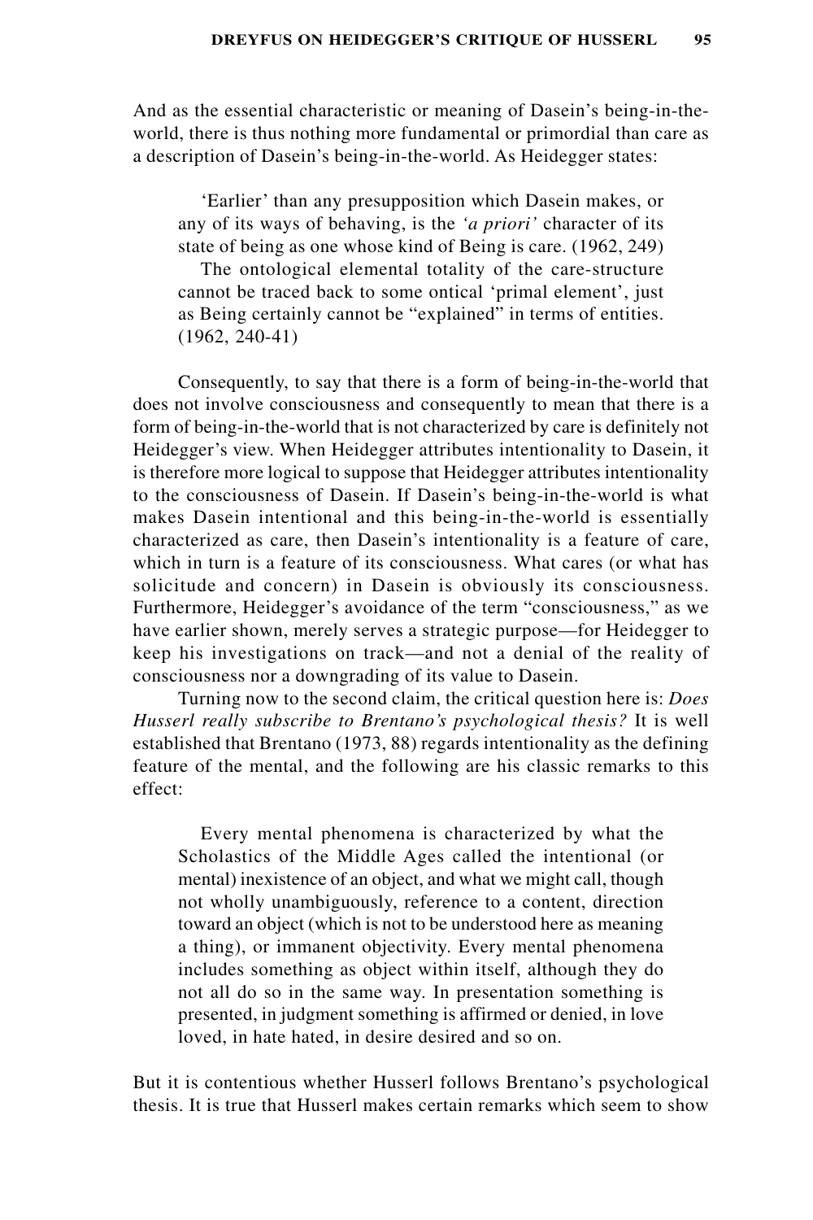And as the essential characteristic or meaning of Dasein's being-in-the-world, there is thus nothing more fundamental or primordial than care as a description of Dasein's being-in-the-world. As Heidegger states:

> 'Earlier' than any presupposition which Dasein makes, or any of its ways of behaving, is the *'a priori'* character of its state of being as one whose kind of Being is care. (1962, 249)
>
> The ontological elemental totality of the care-structure cannot be traced back to some ontical 'primal element', just as Being certainly cannot be "explained" in terms of entities. (1962, 240-41)

Consequently, to say that there is a form of being-in-the-world that does not involve consciousness and consequently to mean that there is a form of being-in-the-world that is not characterized by care is definitely not Heidegger's view. When Heidegger attributes intentionality to Dasein, it is therefore more logical to suppose that Heidegger attributes intentionality to the consciousness of Dasein. If Dasein's being-in-the-world is what makes Dasein intentional and this being-in-the-world is essentially characterized as care, then Dasein's intentionality is a feature of care, which in turn is a feature of its consciousness. What cares (or what has solicitude and concern) in Dasein is obviously its consciousness. Furthermore, Heidegger's avoidance of the term "consciousness," as we have earlier shown, merely serves a strategic purpose—for Heidegger to keep his investigations on track—and not a denial of the reality of consciousness nor a downgrading of its value to Dasein.

Turning now to the second claim, the critical question here is: *Does Husserl really subscribe to Brentano's psychological thesis?* It is well established that Brentano (1973, 88) regards intentionality as the defining feature of the mental, and the following are his classic remarks to this effect:

> Every mental phenomena is characterized by what the Scholastics of the Middle Ages called the intentional (or mental) inexistence of an object, and what we might call, though not wholly unambiguously, reference to a content, direction toward an object (which is not to be understood here as meaning a thing), or immanent objectivity. Every mental phenomena includes something as object within itself, although they do not all do so in the same way. In presentation something is presented, in judgment something is affirmed or denied, in love loved, in hate hated, in desire desired and so on.

But it is contentious whether Husserl follows Brentano's psychological thesis. It is true that Husserl makes certain remarks which seem to show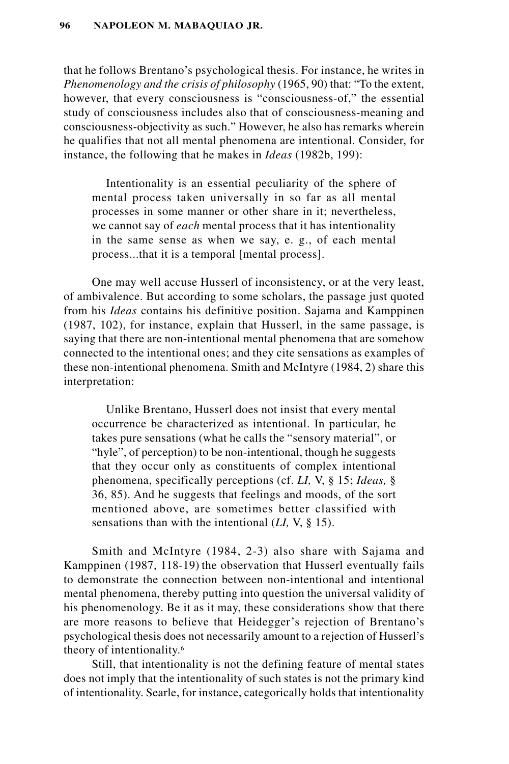that he follows Brentano's psychological thesis. For instance, he writes in *Phenomenology and the crisis of philosophy* (1965, 90) that: "To the extent, however, that every consciousness is "consciousness-of," the essential study of consciousness includes also that of consciousness-meaning and consciousness-objectivity as such." However, he also has remarks wherein he qualifies that not all mental phenomena are intentional. Consider, for instance, the following that he makes in *Ideas* (1982b, 199):

> Intentionality is an essential peculiarity of the sphere of mental process taken universally in so far as all mental processes in some manner or other share in it; nevertheless, we cannot say of *each* mental process that it has intentionality in the same sense as when we say, e. g., of each mental process...that it is a temporal [mental process].

One may well accuse Husserl of inconsistency, or at the very least, of ambivalence. But according to some scholars, the passage just quoted from his *Ideas* contains his definitive position. Sajama and Kamppinen (1987, 102), for instance, explain that Husserl, in the same passage, is saying that there are non-intentional mental phenomena that are somehow connected to the intentional ones; and they cite sensations as examples of these non-intentional phenomena. Smith and McIntyre (1984, 2) share this interpretation:

> Unlike Brentano, Husserl does not insist that every mental occurrence be characterized as intentional. In particular, he takes pure sensations (what he calls the "sensory material", or "hyle", of perception) to be non-intentional, though he suggests that they occur only as constituents of complex intentional phenomena, specifically perceptions (cf. *LI,* V, § 15; *Ideas,* § 36, 85). And he suggests that feelings and moods, of the sort mentioned above, are sometimes better classified with sensations than with the intentional (*LI,* V, § 15).

Smith and McIntyre (1984, 2-3) also share with Sajama and Kamppinen (1987, 118-19) the observation that Husserl eventually fails to demonstrate the connection between non-intentional and intentional mental phenomena, thereby putting into question the universal validity of his phenomenology. Be it as it may, these considerations show that there are more reasons to believe that Heidegger's rejection of Brentano's psychological thesis does not necessarily amount to a rejection of Husserl's theory of intentionality.[6]

Still, that intentionality is not the defining feature of mental states does not imply that the intentionality of such states is not the primary kind of intentionality. Searle, for instance, categorically holds that intentionality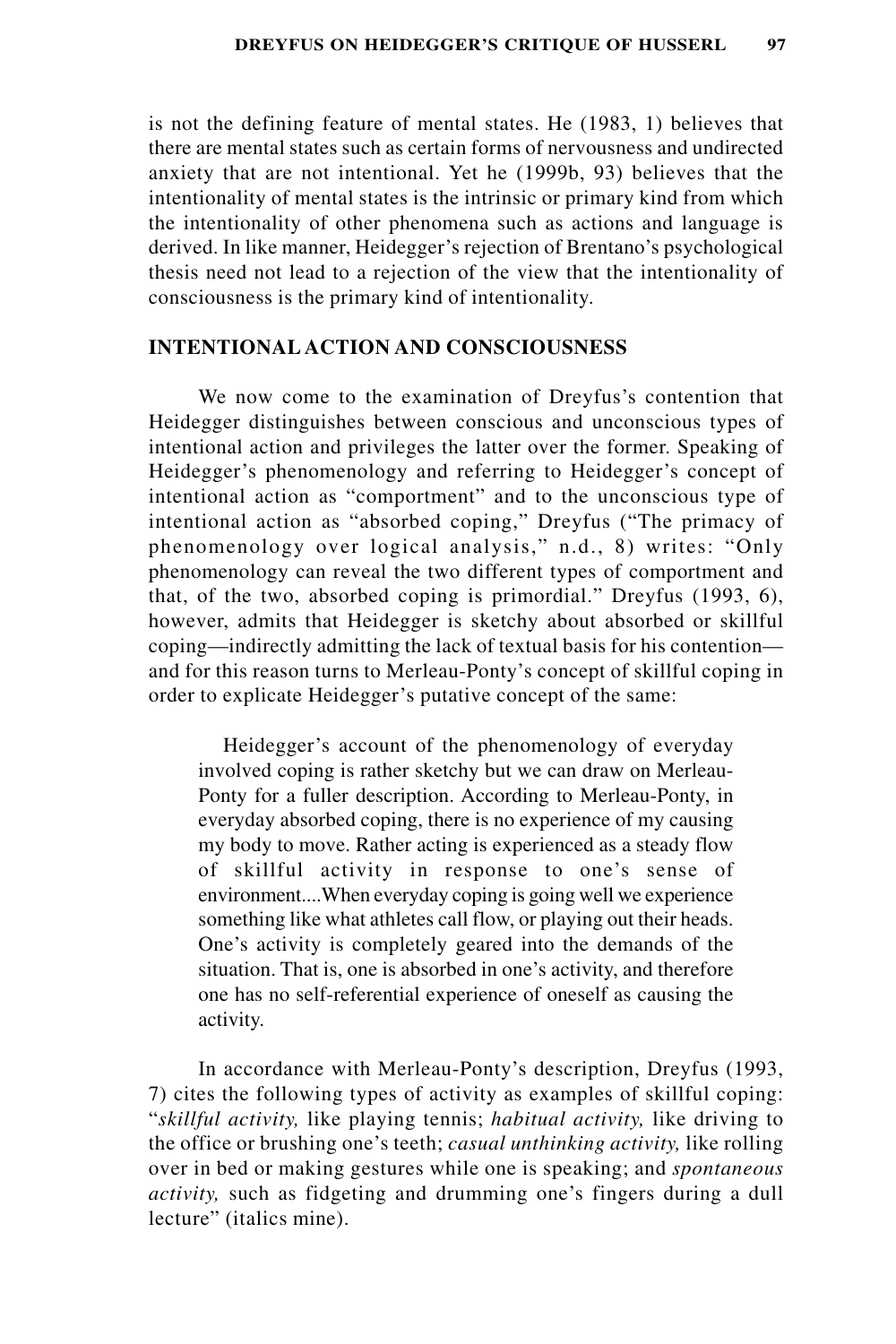is not the defining feature of mental states. He (1983, 1) believes that there are mental states such as certain forms of nervousness and undirected anxiety that are not intentional. Yet he (1999b, 93) believes that the intentionality of mental states is the intrinsic or primary kind from which the intentionality of other phenomena such as actions and language is derived. In like manner, Heidegger's rejection of Brentano's psychological thesis need not lead to a rejection of the view that the intentionality of consciousness is the primary kind of intentionality.

## INTENTIONAL ACTION AND CONSCIOUSNESS

We now come to the examination of Dreyfus's contention that Heidegger distinguishes between conscious and unconscious types of intentional action and privileges the latter over the former. Speaking of Heidegger's phenomenology and referring to Heidegger's concept of intentional action as "comportment" and to the unconscious type of intentional action as "absorbed coping," Dreyfus ("The primacy of phenomenology over logical analysis," n.d., 8) writes: "Only phenomenology can reveal the two different types of comportment and that, of the two, absorbed coping is primordial." Dreyfus (1993, 6), however, admits that Heidegger is sketchy about absorbed or skillful coping—indirectly admitting the lack of textual basis for his contention—and for this reason turns to Merleau-Ponty's concept of skillful coping in order to explicate Heidegger's putative concept of the same:

> Heidegger's account of the phenomenology of everyday involved coping is rather sketchy but we can draw on Merleau-Ponty for a fuller description. According to Merleau-Ponty, in everyday absorbed coping, there is no experience of my causing my body to move. Rather acting is experienced as a steady flow of skillful activity in response to one's sense of environment....When everyday coping is going well we experience something like what athletes call flow, or playing out their heads. One's activity is completely geared into the demands of the situation. That is, one is absorbed in one's activity, and therefore one has no self-referential experience of oneself as causing the activity.

In accordance with Merleau-Ponty's description, Dreyfus (1993, 7) cites the following types of activity as examples of skillful coping: "*skillful activity,* like playing tennis; *habitual activity,* like driving to the office or brushing one's teeth; *casual unthinking activity,* like rolling over in bed or making gestures while one is speaking; and *spontaneous activity,* such as fidgeting and drumming one's fingers during a dull lecture" (italics mine).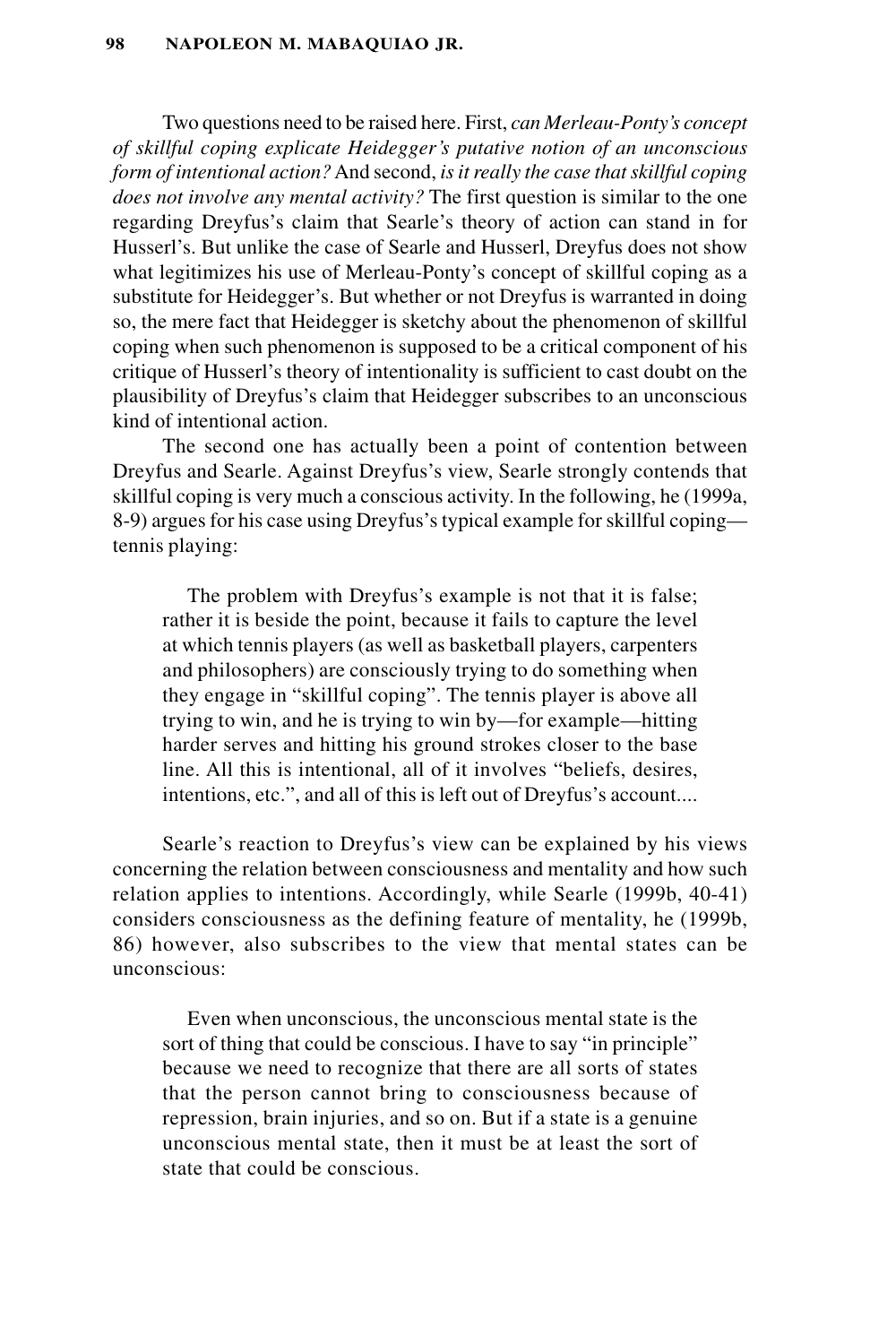Two questions need to be raised here. First, *can Merleau-Ponty's concept of skillful coping explicate Heidegger's putative notion of an unconscious form of intentional action?* And second, *is it really the case that skillful coping does not involve any mental activity?* The first question is similar to the one regarding Dreyfus's claim that Searle's theory of action can stand in for Husserl's. But unlike the case of Searle and Husserl, Dreyfus does not show what legitimizes his use of Merleau-Ponty's concept of skillful coping as a substitute for Heidegger's. But whether or not Dreyfus is warranted in doing so, the mere fact that Heidegger is sketchy about the phenomenon of skillful coping when such phenomenon is supposed to be a critical component of his critique of Husserl's theory of intentionality is sufficient to cast doubt on the plausibility of Dreyfus's claim that Heidegger subscribes to an unconscious kind of intentional action.

The second one has actually been a point of contention between Dreyfus and Searle. Against Dreyfus's view, Searle strongly contends that skillful coping is very much a conscious activity. In the following, he (1999a, 8-9) argues for his case using Dreyfus's typical example for skillful coping—tennis playing:

> The problem with Dreyfus's example is not that it is false; rather it is beside the point, because it fails to capture the level at which tennis players (as well as basketball players, carpenters and philosophers) are consciously trying to do something when they engage in "skillful coping". The tennis player is above all trying to win, and he is trying to win by—for example—hitting harder serves and hitting his ground strokes closer to the base line. All this is intentional, all of it involves "beliefs, desires, intentions, etc.", and all of this is left out of Dreyfus's account....

Searle's reaction to Dreyfus's view can be explained by his views concerning the relation between consciousness and mentality and how such relation applies to intentions. Accordingly, while Searle (1999b, 40-41) considers consciousness as the defining feature of mentality, he (1999b, 86) however, also subscribes to the view that mental states can be unconscious:

> Even when unconscious, the unconscious mental state is the sort of thing that could be conscious. I have to say "in principle" because we need to recognize that there are all sorts of states that the person cannot bring to consciousness because of repression, brain injuries, and so on. But if a state is a genuine unconscious mental state, then it must be at least the sort of state that could be conscious.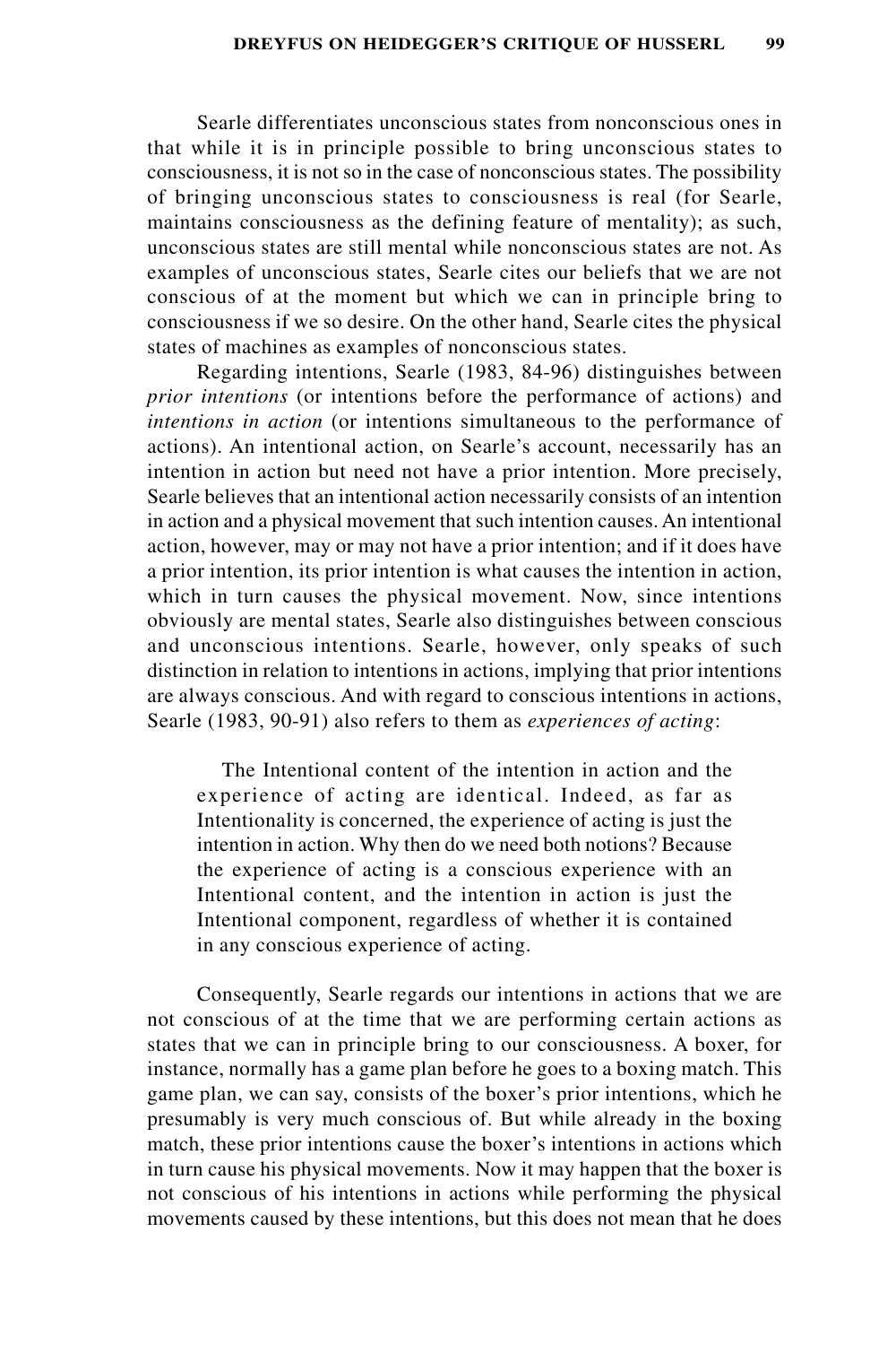Searle differentiates unconscious states from nonconscious ones in that while it is in principle possible to bring unconscious states to consciousness, it is not so in the case of nonconscious states. The possibility of bringing unconscious states to consciousness is real (for Searle, maintains consciousness as the defining feature of mentality); as such, unconscious states are still mental while nonconscious states are not. As examples of unconscious states, Searle cites our beliefs that we are not conscious of at the moment but which we can in principle bring to consciousness if we so desire. On the other hand, Searle cites the physical states of machines as examples of nonconscious states.

Regarding intentions, Searle (1983, 84-96) distinguishes between *prior intentions* (or intentions before the performance of actions) and *intentions in action* (or intentions simultaneous to the performance of actions). An intentional action, on Searle's account, necessarily has an intention in action but need not have a prior intention. More precisely, Searle believes that an intentional action necessarily consists of an intention in action and a physical movement that such intention causes. An intentional action, however, may or may not have a prior intention; and if it does have a prior intention, its prior intention is what causes the intention in action, which in turn causes the physical movement. Now, since intentions obviously are mental states, Searle also distinguishes between conscious and unconscious intentions. Searle, however, only speaks of such distinction in relation to intentions in actions, implying that prior intentions are always conscious. And with regard to conscious intentions in actions, Searle (1983, 90-91) also refers to them as *experiences of acting*:

> The Intentional content of the intention in action and the experience of acting are identical. Indeed, as far as Intentionality is concerned, the experience of acting is just the intention in action. Why then do we need both notions? Because the experience of acting is a conscious experience with an Intentional content, and the intention in action is just the Intentional component, regardless of whether it is contained in any conscious experience of acting.

Consequently, Searle regards our intentions in actions that we are not conscious of at the time that we are performing certain actions as states that we can in principle bring to our consciousness. A boxer, for instance, normally has a game plan before he goes to a boxing match. This game plan, we can say, consists of the boxer's prior intentions, which he presumably is very much conscious of. But while already in the boxing match, these prior intentions cause the boxer's intentions in actions which in turn cause his physical movements. Now it may happen that the boxer is not conscious of his intentions in actions while performing the physical movements caused by these intentions, but this does not mean that he does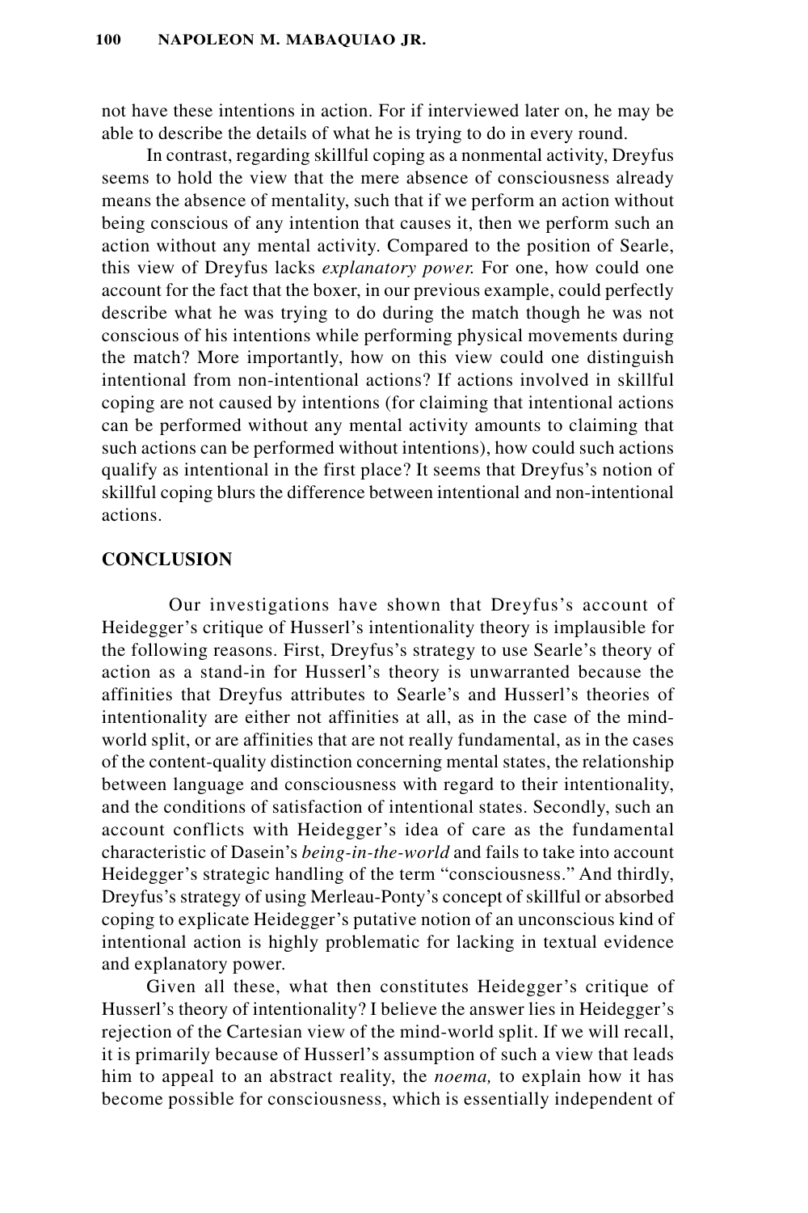not have these intentions in action. For if interviewed later on, he may be able to describe the details of what he is trying to do in every round.

In contrast, regarding skillful coping as a nonmental activity, Dreyfus seems to hold the view that the mere absence of consciousness already means the absence of mentality, such that if we perform an action without being conscious of any intention that causes it, then we perform such an action without any mental activity. Compared to the position of Searle, this view of Dreyfus lacks *explanatory power.* For one, how could one account for the fact that the boxer, in our previous example, could perfectly describe what he was trying to do during the match though he was not conscious of his intentions while performing physical movements during the match? More importantly, how on this view could one distinguish intentional from non-intentional actions? If actions involved in skillful coping are not caused by intentions (for claiming that intentional actions can be performed without any mental activity amounts to claiming that such actions can be performed without intentions), how could such actions qualify as intentional in the first place? It seems that Dreyfus's notion of skillful coping blurs the difference between intentional and non-intentional actions.

## CONCLUSION

Our investigations have shown that Dreyfus's account of Heidegger's critique of Husserl's intentionality theory is implausible for the following reasons. First, Dreyfus's strategy to use Searle's theory of action as a stand-in for Husserl's theory is unwarranted because the affinities that Dreyfus attributes to Searle's and Husserl's theories of intentionality are either not affinities at all, as in the case of the mind-world split, or are affinities that are not really fundamental, as in the cases of the content-quality distinction concerning mental states, the relationship between language and consciousness with regard to their intentionality, and the conditions of satisfaction of intentional states. Secondly, such an account conflicts with Heidegger's idea of care as the fundamental characteristic of Dasein's *being-in-the-world* and fails to take into account Heidegger's strategic handling of the term "consciousness." And thirdly, Dreyfus's strategy of using Merleau-Ponty's concept of skillful or absorbed coping to explicate Heidegger's putative notion of an unconscious kind of intentional action is highly problematic for lacking in textual evidence and explanatory power.

Given all these, what then constitutes Heidegger's critique of Husserl's theory of intentionality? I believe the answer lies in Heidegger's rejection of the Cartesian view of the mind-world split. If we will recall, it is primarily because of Husserl's assumption of such a view that leads him to appeal to an abstract reality, the *noema,* to explain how it has become possible for consciousness, which is essentially independent of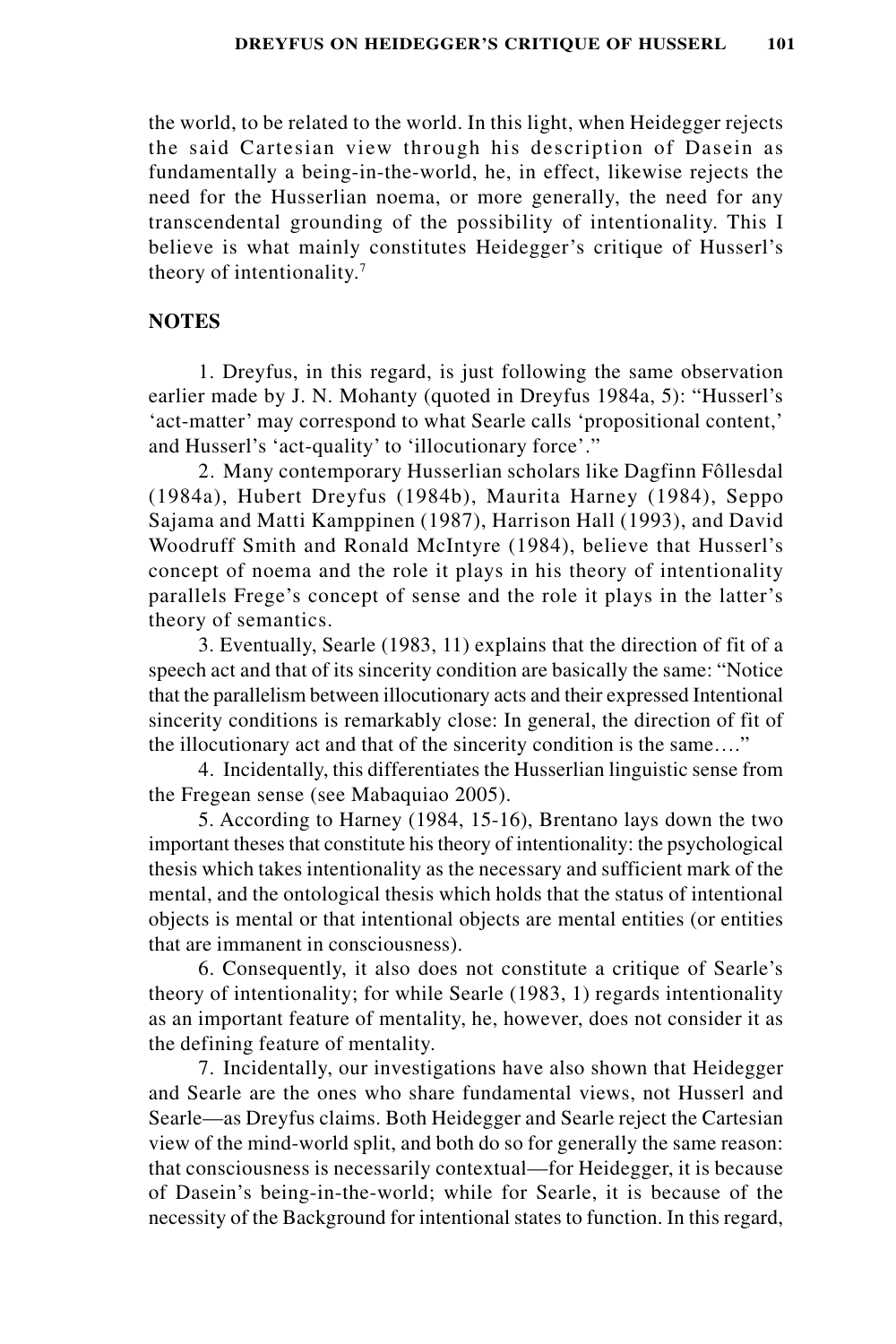the world, to be related to the world. In this light, when Heidegger rejects the said Cartesian view through his description of Dasein as fundamentally a being-in-the-world, he, in effect, likewise rejects the need for the Husserlian noema, or more generally, the need for any transcendental grounding of the possibility of intentionality. This I believe is what mainly constitutes Heidegger's critique of Husserl's theory of intentionality.[7]

## NOTES

1. Dreyfus, in this regard, is just following the same observation earlier made by J. N. Mohanty (quoted in Dreyfus 1984a, 5): "Husserl's 'act-matter' may correspond to what Searle calls 'propositional content,' and Husserl's 'act-quality' to 'illocutionary force'."

2. Many contemporary Husserlian scholars like Dagfinn Fôllesdal (1984a), Hubert Dreyfus (1984b), Maurita Harney (1984), Seppo Sajama and Matti Kamppinen (1987), Harrison Hall (1993), and David Woodruff Smith and Ronald McIntyre (1984), believe that Husserl's concept of noema and the role it plays in his theory of intentionality parallels Frege's concept of sense and the role it plays in the latter's theory of semantics.

3. Eventually, Searle (1983, 11) explains that the direction of fit of a speech act and that of its sincerity condition are basically the same: "Notice that the parallelism between illocutionary acts and their expressed Intentional sincerity conditions is remarkably close: In general, the direction of fit of the illocutionary act and that of the sincerity condition is the same…."

4. Incidentally, this differentiates the Husserlian linguistic sense from the Fregean sense (see Mabaquiao 2005).

5. According to Harney (1984, 15-16), Brentano lays down the two important theses that constitute his theory of intentionality: the psychological thesis which takes intentionality as the necessary and sufficient mark of the mental, and the ontological thesis which holds that the status of intentional objects is mental or that intentional objects are mental entities (or entities that are immanent in consciousness).

6. Consequently, it also does not constitute a critique of Searle's theory of intentionality; for while Searle (1983, 1) regards intentionality as an important feature of mentality, he, however, does not consider it as the defining feature of mentality.

7. Incidentally, our investigations have also shown that Heidegger and Searle are the ones who share fundamental views, not Husserl and Searle—as Dreyfus claims. Both Heidegger and Searle reject the Cartesian view of the mind-world split, and both do so for generally the same reason: that consciousness is necessarily contextual—for Heidegger, it is because of Dasein's being-in-the-world; while for Searle, it is because of the necessity of the Background for intentional states to function. In this regard,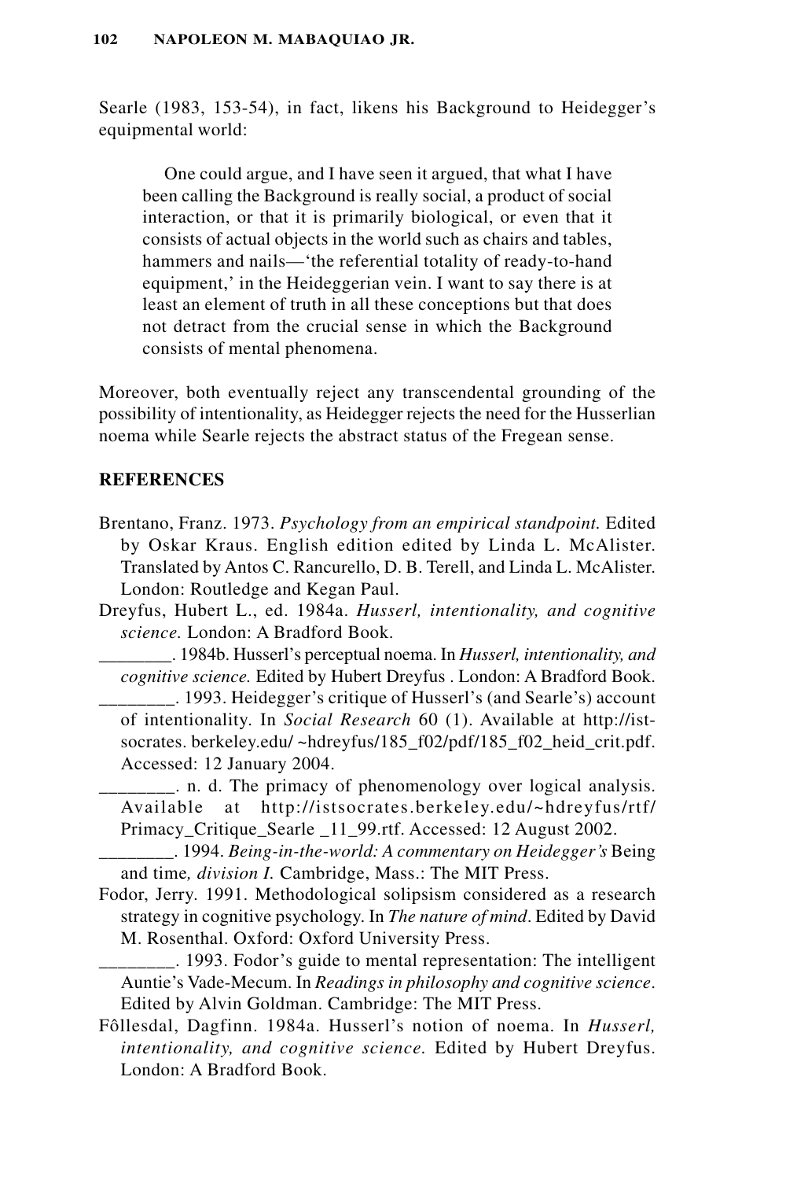Searle (1983, 153-54), in fact, likens his Background to Heidegger's equipmental world:

> One could argue, and I have seen it argued, that what I have been calling the Background is really social, a product of social interaction, or that it is primarily biological, or even that it consists of actual objects in the world such as chairs and tables, hammers and nails—'the referential totality of ready-to-hand equipment,' in the Heideggerian vein. I want to say there is at least an element of truth in all these conceptions but that does not detract from the crucial sense in which the Background consists of mental phenomena.

Moreover, both eventually reject any transcendental grounding of the possibility of intentionality, as Heidegger rejects the need for the Husserlian noema while Searle rejects the abstract status of the Fregean sense.

## REFERENCES

Brentano, Franz. 1973. *Psychology from an empirical standpoint.* Edited by Oskar Kraus. English edition edited by Linda L. McAlister. Translated by Antos C. Rancurello, D. B. Terell, and Linda L. McAlister. London: Routledge and Kegan Paul.

Dreyfus, Hubert L., ed. 1984a. *Husserl, intentionality, and cognitive science.* London: A Bradford Book.

________. 1984b. Husserl's perceptual noema. In *Husserl, intentionality, and cognitive science.* Edited by Hubert Dreyfus . London: A Bradford Book.

________. 1993. Heidegger's critique of Husserl's (and Searle's) account of intentionality. In *Social Research* 60 (1). Available at http://ist-socrates. berkeley.edu/ ~hdreyfus/185_f02/pdf/185_f02_heid_crit.pdf. Accessed: 12 January 2004.

________. n. d. The primacy of phenomenology over logical analysis. Available at http://istsocrates.berkeley.edu/~hdreyfus/rtf/ Primacy_Critique_Searle _11_99.rtf. Accessed: 12 August 2002.

________. 1994. *Being-in-the-world: A commentary on Heidegger's* Being and time*, division I.* Cambridge, Mass.: The MIT Press.

Fodor, Jerry. 1991. Methodological solipsism considered as a research strategy in cognitive psychology. In *The nature of mind*. Edited by David M. Rosenthal. Oxford: Oxford University Press.

________. 1993. Fodor's guide to mental representation: The intelligent Auntie's Vade-Mecum. In *Readings in philosophy and cognitive science*. Edited by Alvin Goldman. Cambridge: The MIT Press.

Fôllesdal, Dagfinn. 1984a. Husserl's notion of noema. In *Husserl, intentionality, and cognitive science.* Edited by Hubert Dreyfus. London: A Bradford Book.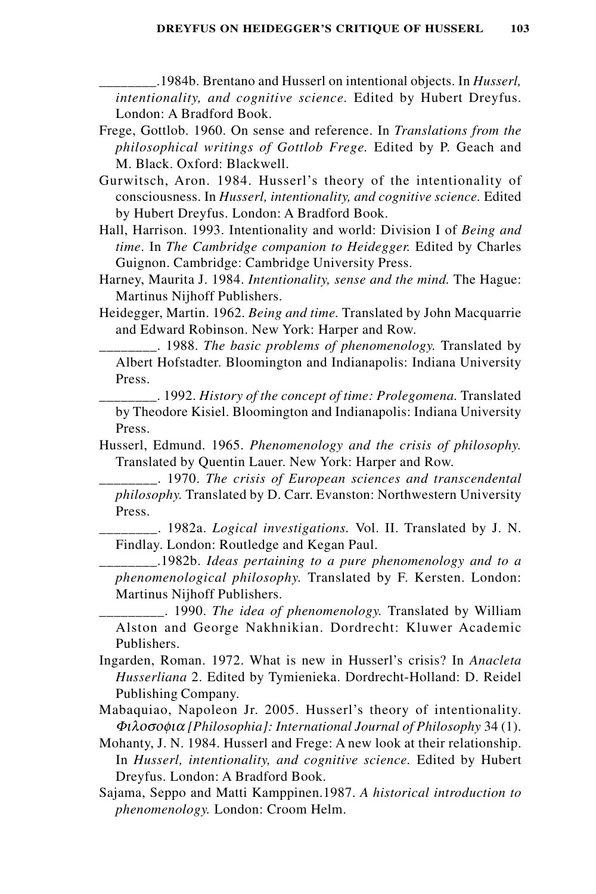________.1984b. Brentano and Husserl on intentional objects. In *Husserl, intentionality, and cognitive science.* Edited by Hubert Dreyfus. London: A Bradford Book.

Frege, Gottlob. 1960. On sense and reference. In *Translations from the philosophical writings of Gottlob Frege.* Edited by P. Geach and M. Black. Oxford: Blackwell.

Gurwitsch, Aron. 1984. Husserl's theory of the intentionality of consciousness. In *Husserl, intentionality, and cognitive science.* Edited by Hubert Dreyfus. London: A Bradford Book.

Hall, Harrison. 1993. Intentionality and world: Division I of *Being and time*. In *The Cambridge companion to Heidegger.* Edited by Charles Guignon. Cambridge: Cambridge University Press.

Harney, Maurita J. 1984. *Intentionality, sense and the mind.* The Hague: Martinus Nijhoff Publishers.

Heidegger, Martin. 1962. *Being and time.* Translated by John Macquarrie and Edward Robinson. New York: Harper and Row.

________. 1988. *The basic problems of phenomenology.* Translated by Albert Hofstadter. Bloomington and Indianapolis: Indiana University Press.

________. 1992. *History of the concept of time: Prolegomena.* Translated by Theodore Kisiel. Bloomington and Indianapolis: Indiana University Press.

Husserl, Edmund. 1965. *Phenomenology and the crisis of philosophy.* Translated by Quentin Lauer. New York: Harper and Row.

________. 1970. *The crisis of European sciences and transcendental philosophy.* Translated by D. Carr. Evanston: Northwestern University Press.

________. 1982a. *Logical investigations.* Vol. II. Translated by J. N. Findlay. London: Routledge and Kegan Paul.

________.1982b. *Ideas pertaining to a pure phenomenology and to a phenomenological philosophy.* Translated by F. Kersten. London: Martinus Nijhoff Publishers.

_________. 1990. *The idea of phenomenology.* Translated by William Alston and George Nakhnikian. Dordrecht: Kluwer Academic Publishers.

Ingarden, Roman. 1972. What is new in Husserl's crisis? In *Anacleta Husserliana* 2. Edited by Tymienieka. Dordrecht-Holland: D. Reidel Publishing Company.

Mabaquiao, Napoleon Jr. 2005. Husserl's theory of intentionality. *Φιλοσοφια [Philosophia]: International Journal of Philosophy* 34 (1).

Mohanty, J. N. 1984. Husserl and Frege: A new look at their relationship. In *Husserl, intentionality, and cognitive science.* Edited by Hubert Dreyfus. London: A Bradford Book.

Sajama, Seppo and Matti Kamppinen.1987. *A historical introduction to phenomenology.* London: Croom Helm.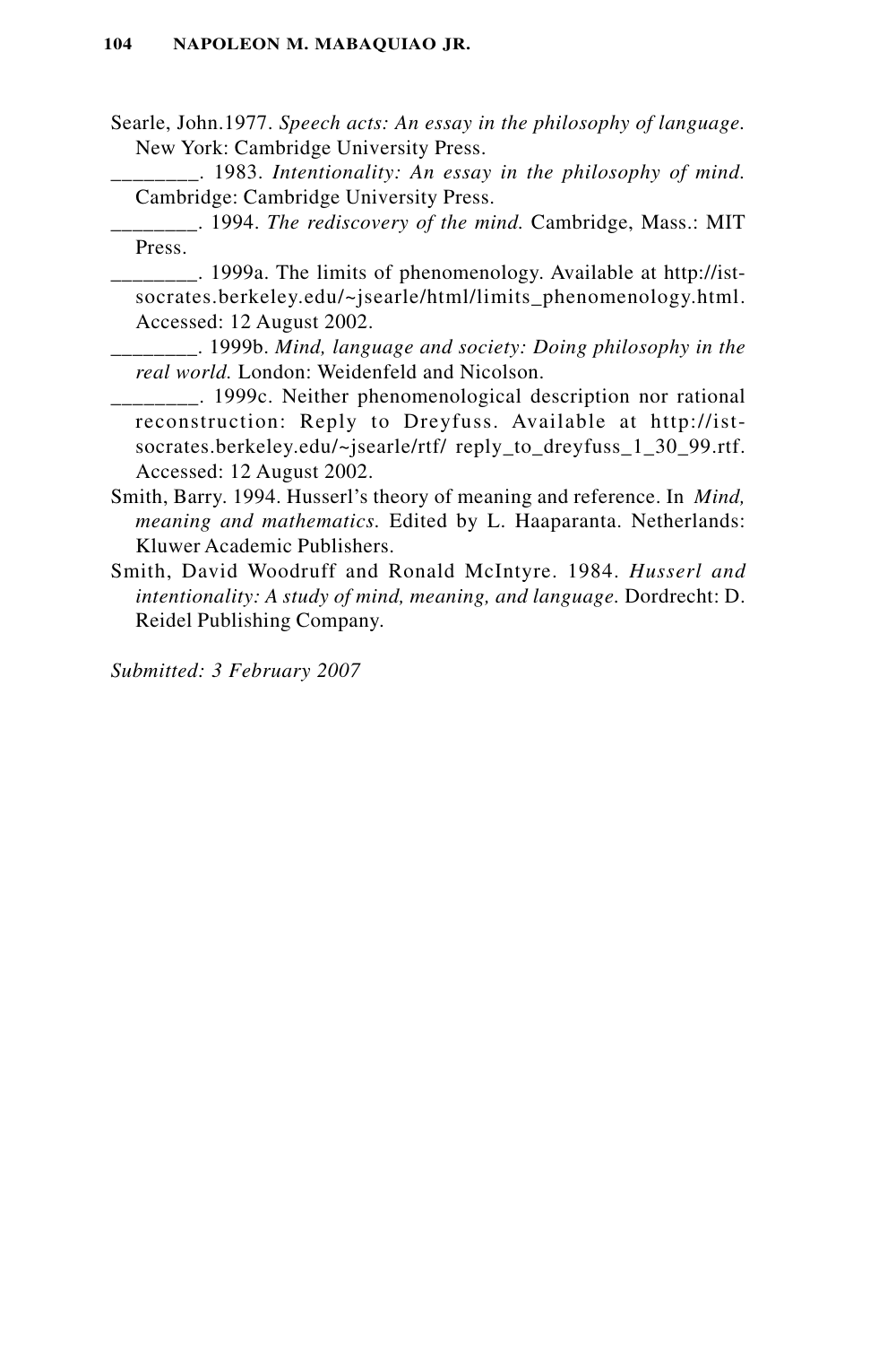Searle, John.1977. *Speech acts: An essay in the philosophy of language.* New York: Cambridge University Press.

________. 1983. *Intentionality: An essay in the philosophy of mind.* Cambridge: Cambridge University Press.

________. 1994. *The rediscovery of the mind.* Cambridge, Mass.: MIT Press.

________. 1999a. The limits of phenomenology. Available at http://ist-socrates.berkeley.edu/~jsearle/html/limits_phenomenology.html. Accessed: 12 August 2002.

________. 1999b. *Mind, language and society: Doing philosophy in the real world.* London: Weidenfeld and Nicolson.

________. 1999c. Neither phenomenological description nor rational reconstruction: Reply to Dreyfuss. Available at http://ist-socrates.berkeley.edu/~jsearle/rtf/ reply_to_dreyfuss_1_30_99.rtf. Accessed: 12 August 2002.

Smith, Barry. 1994. Husserl's theory of meaning and reference. In *Mind, meaning and mathematics.* Edited by L. Haaparanta. Netherlands: Kluwer Academic Publishers.

Smith, David Woodruff and Ronald McIntyre. 1984. *Husserl and intentionality: A study of mind, meaning, and language.* Dordrecht: D. Reidel Publishing Company.

*Submitted: 3 February 2007*